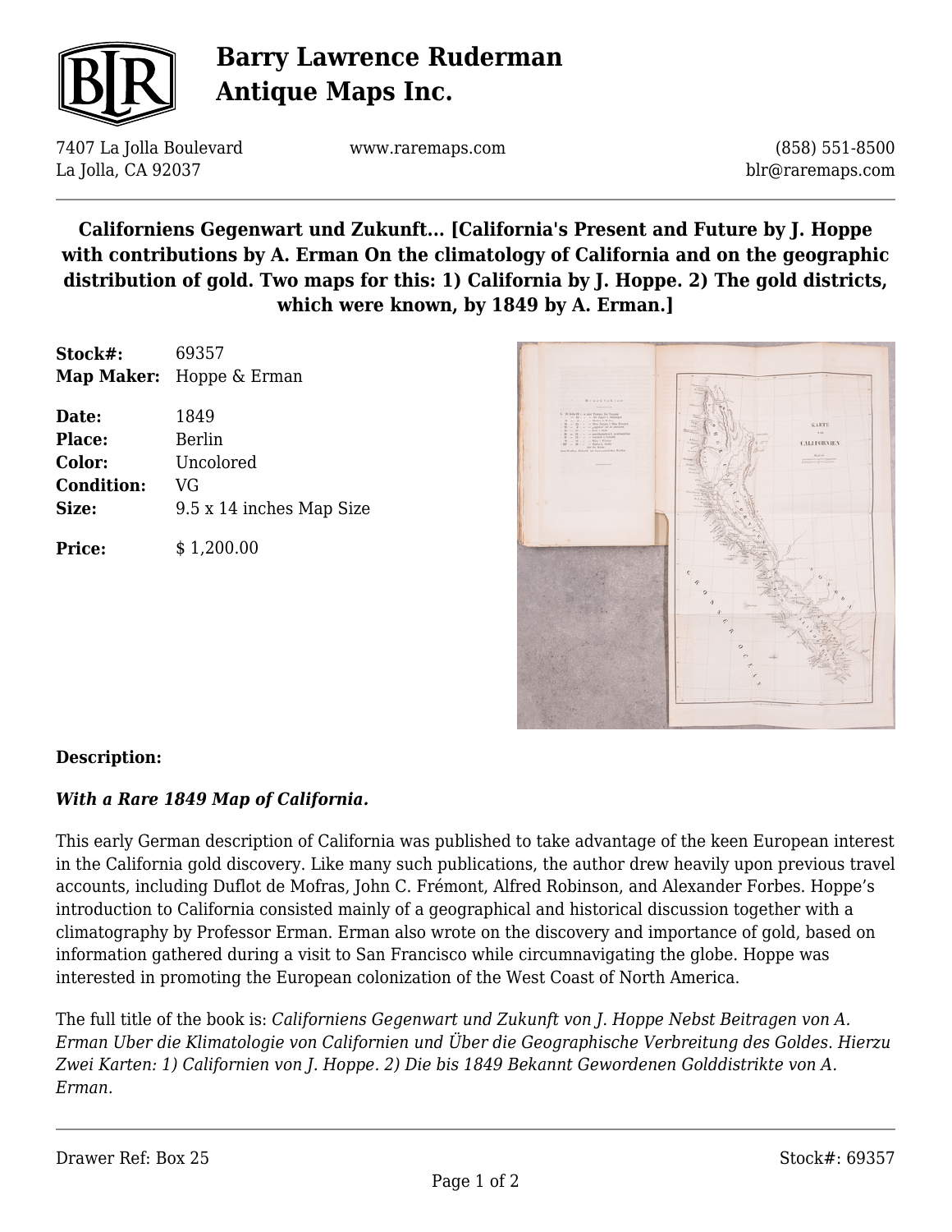# Barry Lawrence Ruderman Antique Maps Inc.

7407 La Jolla Boulevard
La Jolla, CA 92037

www.raremaps.com

(858) 551-8500
blr@raremaps.com

**Californiens Gegenwart und Zukunft... [California's Present and Future by J. Hoppe with contributions by A. Erman On the climatology of California and on the geographic distribution of gold. Two maps for this: 1) California by J. Hoppe. 2) The gold districts, which were known, by 1849 by A. Erman.]**

| | |
|---|---|
| **Stock#:** | 69357 |
| **Map Maker:** | Hoppe & Erman |
| **Date:** | 1849 |
| **Place:** | Berlin |
| **Color:** | Uncolored |
| **Condition:** | VG |
| **Size:** | 9.5 x 14 inches Map Size |
| **Price:** | $ 1,200.00 |

**Description:**

***With a Rare 1849 Map of California.***

This early German description of California was published to take advantage of the keen European interest in the California gold discovery. Like many such publications, the author drew heavily upon previous travel accounts, including Duflot de Mofras, John C. Frémont, Alfred Robinson, and Alexander Forbes. Hoppe's introduction to California consisted mainly of a geographical and historical discussion together with a climatography by Professor Erman. Erman also wrote on the discovery and importance of gold, based on information gathered during a visit to San Francisco while circumnavigating the globe. Hoppe was interested in promoting the European colonization of the West Coast of North America.

The full title of the book is: *Californiens Gegenwart und Zukunft von J. Hoppe Nebst Beitragen von A. Erman Uber die Klimatologie von Californien und Über die Geographische Verbreitung des Goldes. Hierzu Zwei Karten: 1) Californien von J. Hoppe. 2) Die bis 1849 Bekannt Gewordenen Golddistrikte von A. Erman.*

Drawer Ref: Box 25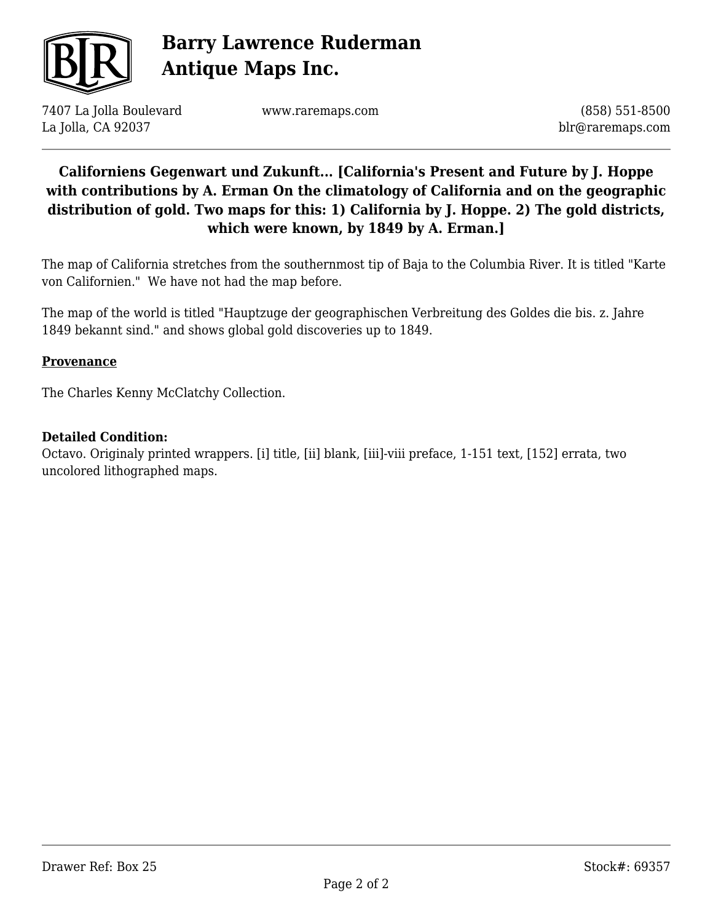**Californiens Gegenwart und Zukunft... [California's Present and Future by J. Hoppe with contributions by A. Erman On the climatology of California and on the geographic distribution of gold. Two maps for this: 1) California by J. Hoppe. 2) The gold districts, which were known, by 1849 by A. Erman.]**

The map of California stretches from the southernmost tip of Baja to the Columbia River. It is titled "Karte von Californien." We have not had the map before.

The map of the world is titled "Hauptzuge der geographischen Verbreitung des Goldes die bis. z. Jahre 1849 bekannt sind." and shows global gold discoveries up to 1849.

## Provenance

The Charles Kenny McClatchy Collection.

**Detailed Condition:**
Octavo. Originaly printed wrappers. [i] title, [ii] blank, [iii]-viii preface, 1-151 text, [152] errata, two uncolored lithographed maps.